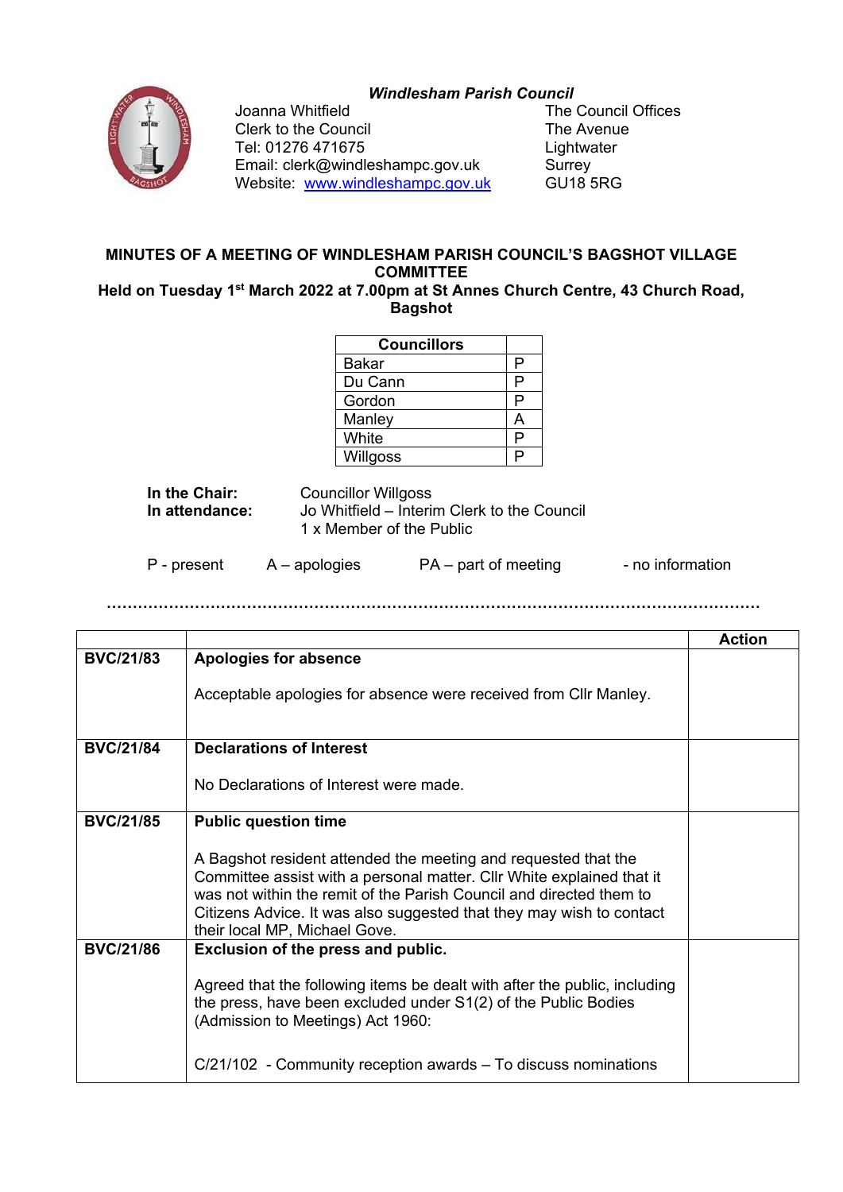*Windlesham Parish Council*

Joanna Whitfield
Clerk to the Council
Tel: 01276 471675
Email: clerk@windleshampc.gov.uk
Website: www.windleshampc.gov.uk

The Council Offices
The Avenue
Lightwater
Surrey
GU18 5RG

**MINUTES OF A MEETING OF WINDLESHAM PARISH COUNCIL'S BAGSHOT VILLAGE COMMITTEE**
**Held on Tuesday 1st March 2022 at 7.00pm at St Annes Church Centre, 43 Church Road, Bagshot**

| Councillors | |
|---|---|
| Bakar | P |
| Du Cann | P |
| Gordon | P |
| Manley | A |
| White | P |
| Willgoss | P |

**In the Chair:** Councillor Willgoss
**In attendance:** Jo Whitfield – Interim Clerk to the Council
1 x Member of the Public

P - present    A – apologies    PA – part of meeting    - no information

…………………………………………………………………………………………………………

| | | Action |
|---|---|---|
| **BVC/21/83** | **Apologies for absence**<br><br>Acceptable apologies for absence were received from Cllr Manley. | |
| **BVC/21/84** | **Declarations of Interest**<br><br>No Declarations of Interest were made. | |
| **BVC/21/85** | **Public question time**<br><br>A Bagshot resident attended the meeting and requested that the Committee assist with a personal matter. Cllr White explained that it was not within the remit of the Parish Council and directed them to Citizens Advice. It was also suggested that they may wish to contact their local MP, Michael Gove. | |
| **BVC/21/86** | **Exclusion of the press and public.**<br><br>Agreed that the following items be dealt with after the public, including the press, have been excluded under S1(2) of the Public Bodies (Admission to Meetings) Act 1960:<br><br>C/21/102 - Community reception awards – To discuss nominations | |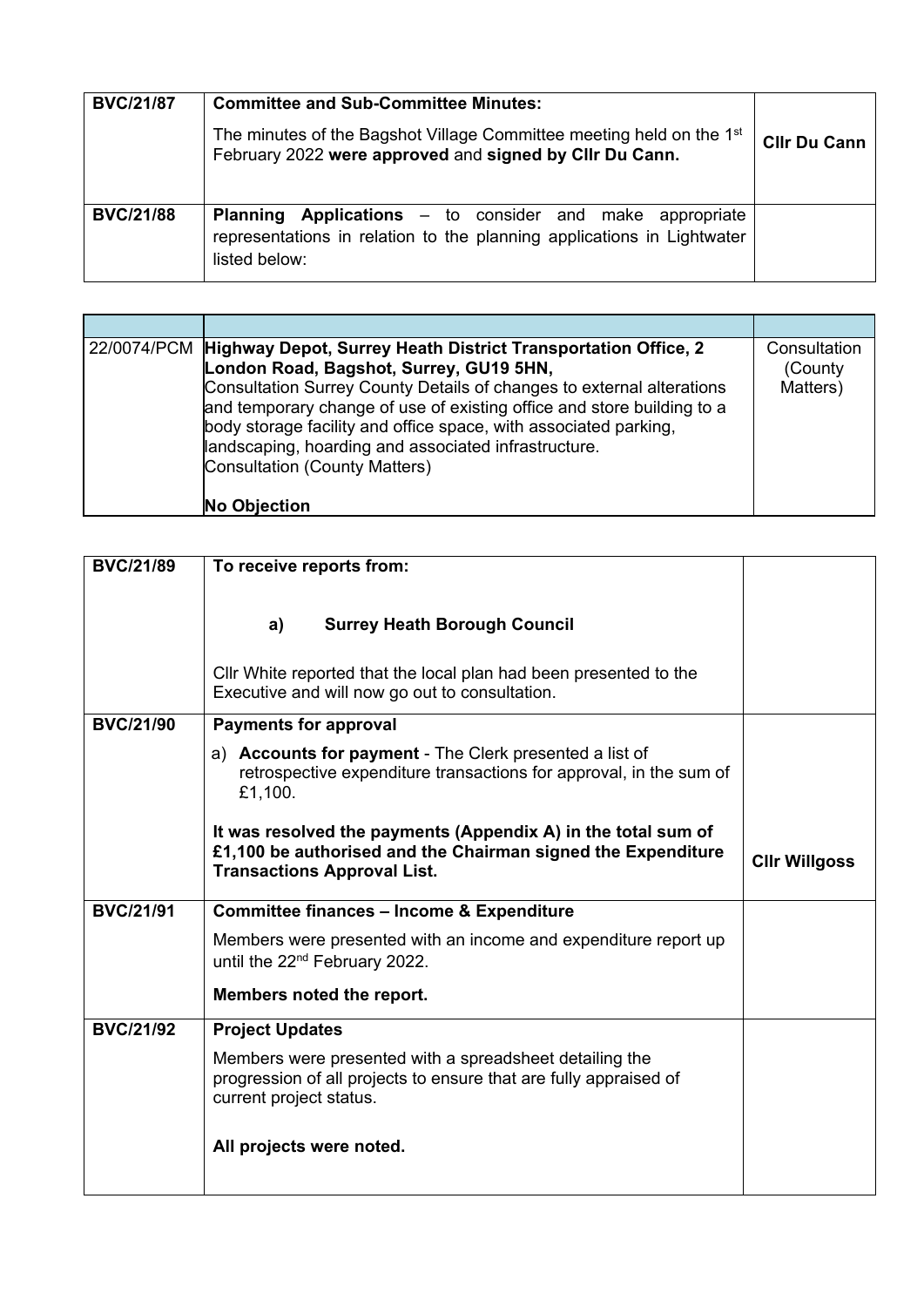| BVC/21/87 | **Committee and Sub-Committee Minutes:**<br><br>The minutes of the Bagshot Village Committee meeting held on the 1st February 2022 **were approved** and **signed by Cllr Du Cann.** | **Cllr Du Cann** |
|---|---|---|
| **BVC/21/88** | **Planning Applications** – to consider and make appropriate representations in relation to the planning applications in Lightwater listed below: | |

| | | |
|---|---|---|
| 22/0074/PCM | **Highway Depot, Surrey Heath District Transportation Office, 2 London Road, Bagshot, Surrey, GU19 5HN,**<br>Consultation Surrey County Details of changes to external alterations and temporary change of use of existing office and store building to a body storage facility and office space, with associated parking, landscaping, hoarding and associated infrastructure.<br>Consultation (County Matters)<br><br>**No Objection** | Consultation (County Matters) |

| **BVC/21/89** | **To receive reports from:**<br><br>**a) Surrey Heath Borough Council**<br><br>Cllr White reported that the local plan had been presented to the Executive and will now go out to consultation. | |
|---|---|---|
| **BVC/21/90** | **Payments for approval**<br><br>a) **Accounts for payment** - The Clerk presented a list of retrospective expenditure transactions for approval, in the sum of £1,100.<br><br>**It was resolved the payments (Appendix A) in the total sum of £1,100 be authorised and the Chairman signed the Expenditure Transactions Approval List.** | **Cllr Willgoss** |
| **BVC/21/91** | **Committee finances – Income & Expenditure**<br><br>Members were presented with an income and expenditure report up until the 22nd February 2022.<br><br>**Members noted the report.** | |
| **BVC/21/92** | **Project Updates**<br><br>Members were presented with a spreadsheet detailing the progression of all projects to ensure that are fully appraised of current project status.<br><br>**All projects were noted.** | |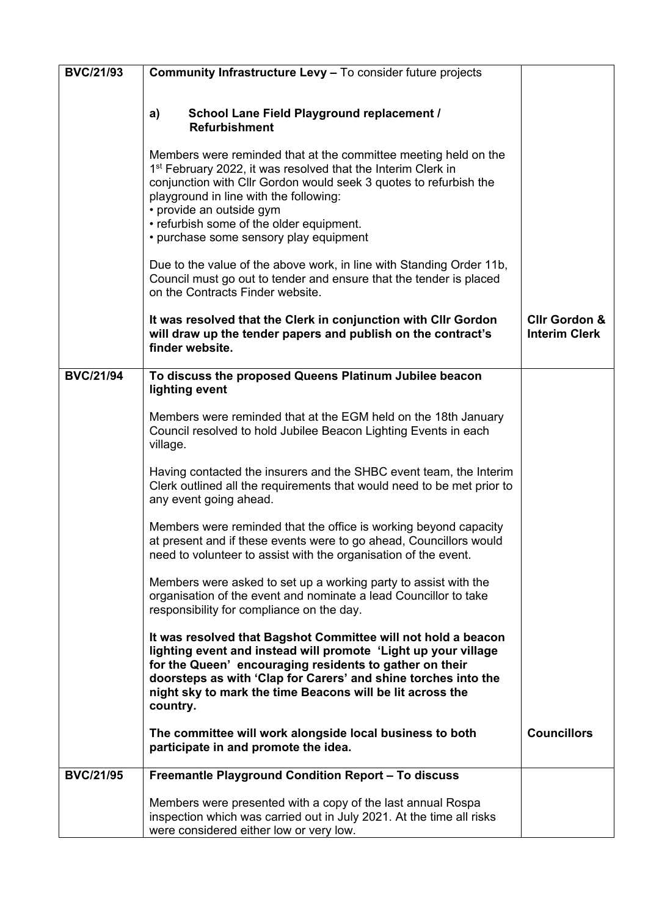| | | |
|---|---|---|
| **BVC/21/93** | **Community Infrastructure Levy –** To consider future projects<br><br>**a) School Lane Field Playground replacement / Refurbishment**<br><br>Members were reminded that at the committee meeting held on the 1st February 2022, it was resolved that the Interim Clerk in conjunction with Cllr Gordon would seek 3 quotes to refurbish the playground in line with the following:<br>• provide an outside gym<br>• refurbish some of the older equipment.<br>• purchase some sensory play equipment<br><br>Due to the value of the above work, in line with Standing Order 11b, Council must go out to tender and ensure that the tender is placed on the Contracts Finder website.<br><br>**It was resolved that the Clerk in conjunction with Cllr Gordon will draw up the tender papers and publish on the contract's finder website.** | <br><br><br><br><br><br><br><br><br><br><br><br><br>**Cllr Gordon & Interim Clerk** |
| **BVC/21/94** | **To discuss the proposed Queens Platinum Jubilee beacon lighting event**<br><br>Members were reminded that at the EGM held on the 18th January Council resolved to hold Jubilee Beacon Lighting Events in each village.<br><br>Having contacted the insurers and the SHBC event team, the Interim Clerk outlined all the requirements that would need to be met prior to any event going ahead.<br><br>Members were reminded that the office is working beyond capacity at present and if these events were to go ahead, Councillors would need to volunteer to assist with the organisation of the event.<br><br>Members were asked to set up a working party to assist with the organisation of the event and nominate a lead Councillor to take responsibility for compliance on the day.<br><br>**It was resolved that Bagshot Committee will not hold a beacon lighting event and instead will promote 'Light up your village for the Queen' encouraging residents to gather on their doorsteps as with 'Clap for Carers' and shine torches into the night sky to mark the time Beacons will be lit across the country.**<br><br>**The committee will work alongside local business to both participate in and promote the idea.** | <br><br><br><br><br><br><br><br><br><br><br><br><br><br><br><br><br><br><br>**Councillors** |
| **BVC/21/95** | **Freemantle Playground Condition Report – To discuss**<br><br>Members were presented with a copy of the last annual Rospa inspection which was carried out in July 2021. At the time all risks were considered either low or very low. | |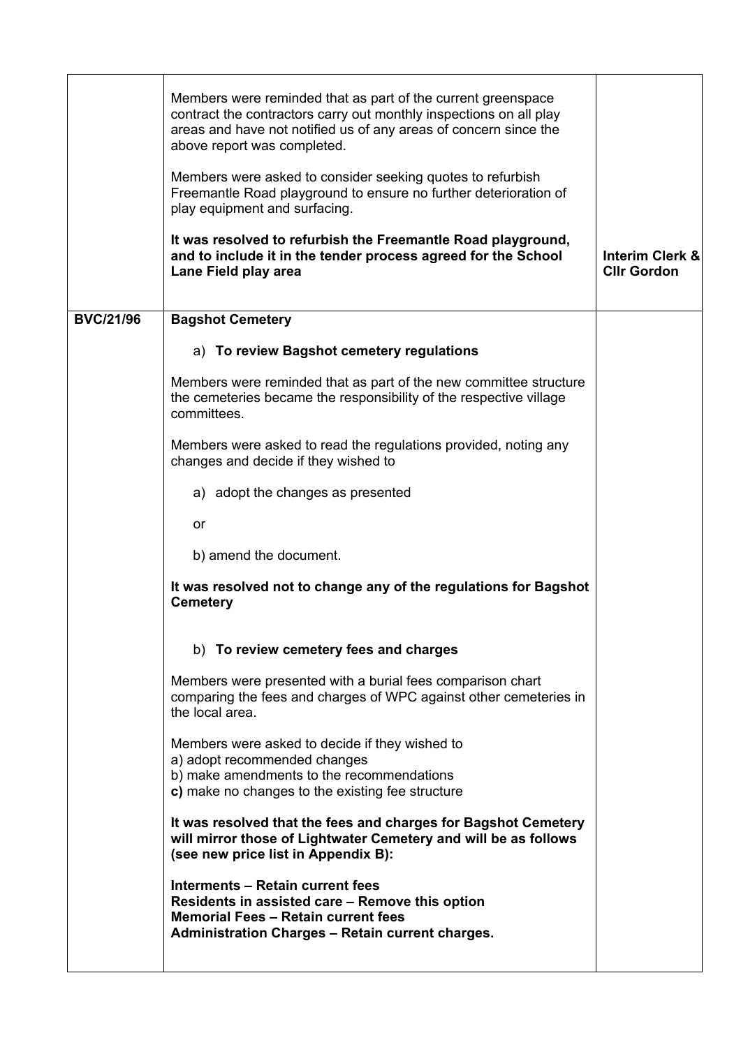| | | |
|---|---|---|
| | Members were reminded that as part of the current greenspace contract the contractors carry out monthly inspections on all play areas and have not notified us of any areas of concern since the above report was completed.<br><br>Members were asked to consider seeking quotes to refurbish Freemantle Road playground to ensure no further deterioration of play equipment and surfacing.<br><br>**It was resolved to refurbish the Freemantle Road playground, and to include it in the tender process agreed for the School Lane Field play area** | **Interim Clerk & Cllr Gordon** |
| **BVC/21/96** | **Bagshot Cemetery**<br><br>a) **To review Bagshot cemetery regulations**<br><br>Members were reminded that as part of the new committee structure the cemeteries became the responsibility of the respective village committees.<br><br>Members were asked to read the regulations provided, noting any changes and decide if they wished to<br><br>a) adopt the changes as presented<br><br>or<br><br>b) amend the document.<br><br>**It was resolved not to change any of the regulations for Bagshot Cemetery**<br><br>b) **To review cemetery fees and charges**<br><br>Members were presented with a burial fees comparison chart comparing the fees and charges of WPC against other cemeteries in the local area.<br><br>Members were asked to decide if they wished to<br>a) adopt recommended changes<br>b) make amendments to the recommendations<br>**c)** make no changes to the existing fee structure<br><br>**It was resolved that the fees and charges for Bagshot Cemetery will mirror those of Lightwater Cemetery and will be as follows (see new price list in Appendix B):**<br><br>**Interments – Retain current fees**<br>**Residents in assisted care – Remove this option**<br>**Memorial Fees – Retain current fees**<br>**Administration Charges – Retain current charges.** | |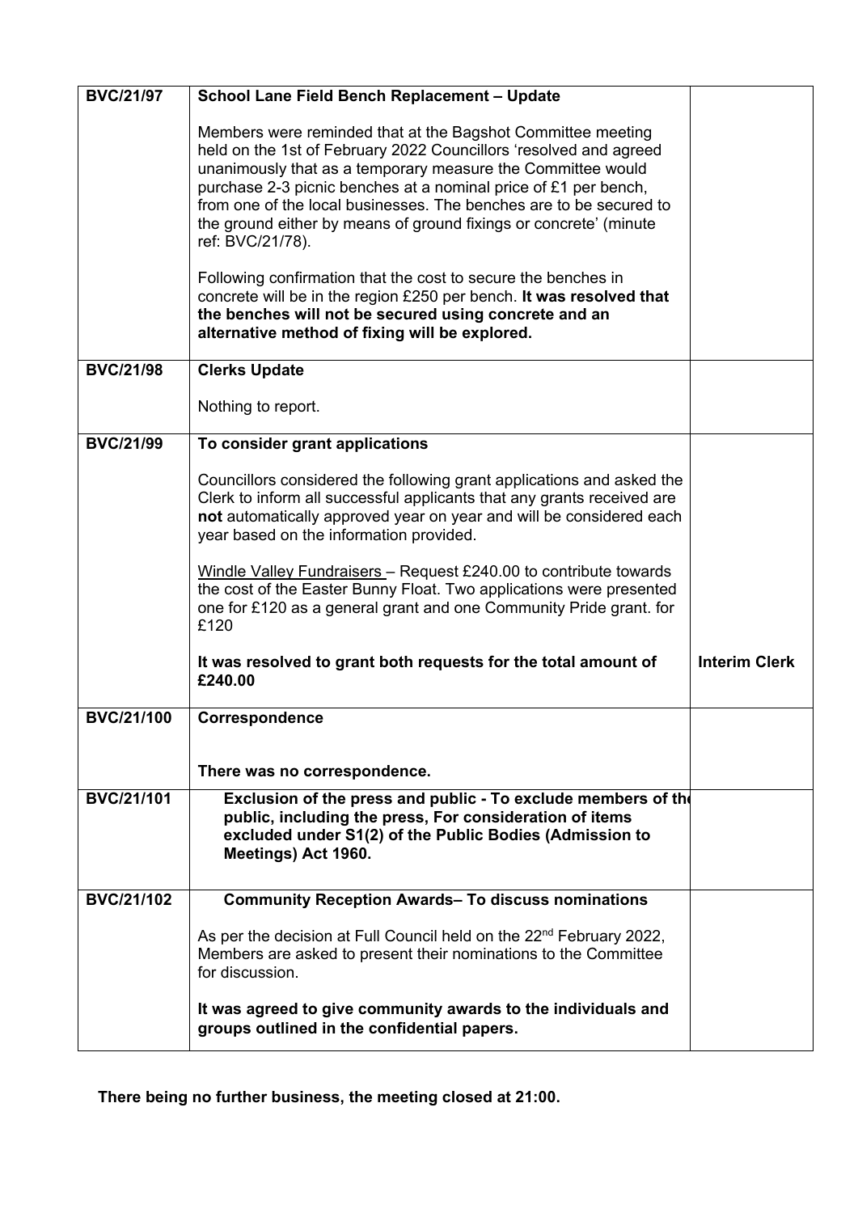| | | |
|---|---|---|
| **BVC/21/97** | **School Lane Field Bench Replacement – Update**<br><br>Members were reminded that at the Bagshot Committee meeting held on the 1st of February 2022 Councillors 'resolved and agreed unanimously that as a temporary measure the Committee would purchase 2-3 picnic benches at a nominal price of £1 per bench, from one of the local businesses. The benches are to be secured to the ground either by means of ground fixings or concrete' (minute ref: BVC/21/78).<br><br>Following confirmation that the cost to secure the benches in concrete will be in the region £250 per bench. **It was resolved that the benches will not be secured using concrete and an alternative method of fixing will be explored.** | |
| **BVC/21/98** | **Clerks Update**<br><br>Nothing to report. | |
| **BVC/21/99** | **To consider grant applications**<br><br>Councillors considered the following grant applications and asked the Clerk to inform all successful applicants that any grants received are **not** automatically approved year on year and will be considered each year based on the information provided.<br><br>Windle Valley Fundraisers – Request £240.00 to contribute towards the cost of the Easter Bunny Float. Two applications were presented one for £120 as a general grant and one Community Pride grant. for £120<br><br>**It was resolved to grant both requests for the total amount of £240.00** | **Interim Clerk** |
| **BVC/21/100** | **Correspondence**<br><br>**There was no correspondence.** | |
| **BVC/21/101** | **Exclusion of the press and public - To exclude members of the public, including the press, For consideration of items excluded under S1(2) of the Public Bodies (Admission to Meetings) Act 1960.** | |
| **BVC/21/102** | **Community Reception Awards– To discuss nominations**<br><br>As per the decision at Full Council held on the 22nd February 2022, Members are asked to present their nominations to the Committee for discussion.<br><br>**It was agreed to give community awards to the individuals and groups outlined in the confidential papers.** | |

**There being no further business, the meeting closed at 21:00.**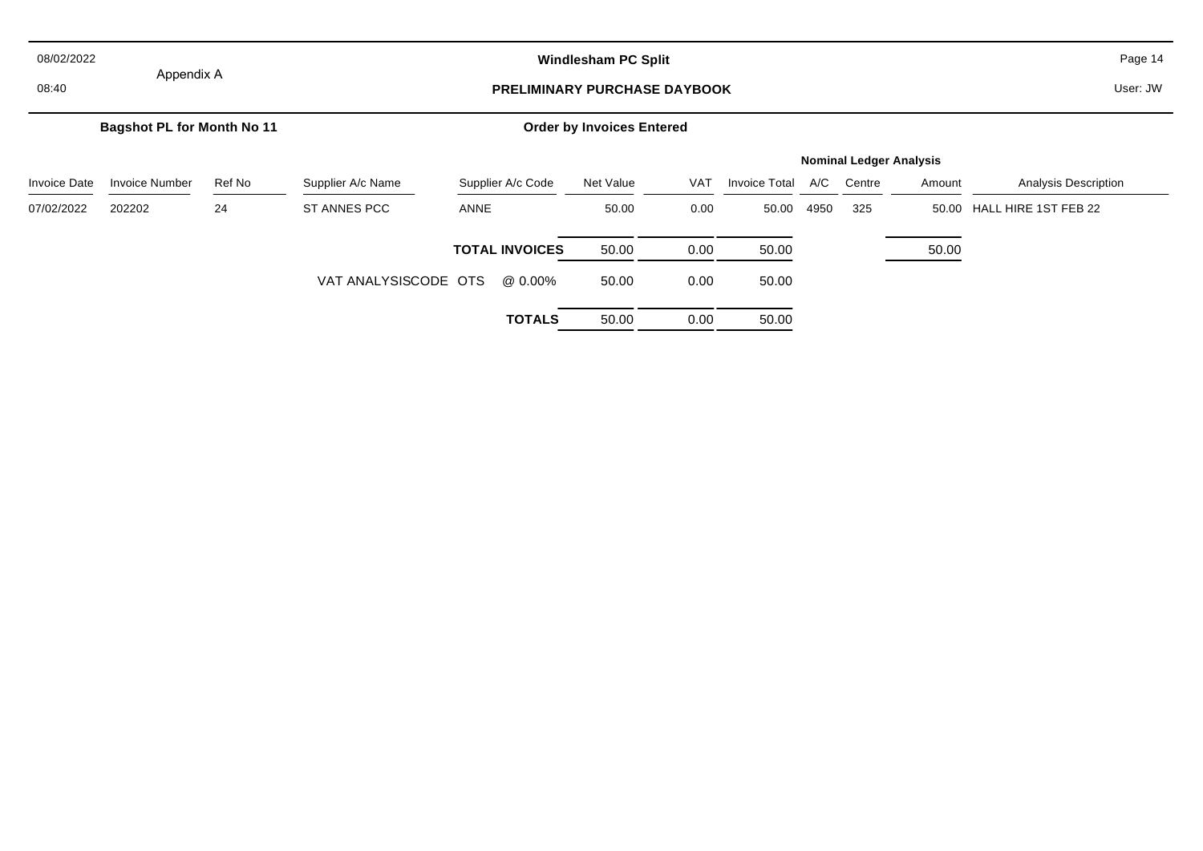Appendix A

**Windlesham PC Split**

**PRELIMINARY PURCHASE DAYBOOK**

**Bagshot PL for Month No 11**

**Order by Invoices Entered**

| Invoice Date | Invoice Number | Ref No | Supplier A/c Name | Supplier A/c Code | Net Value | VAT | Invoice Total | Nominal Ledger Analysis A/C | Centre | Amount | Analysis Description |
|---|---|---|---|---|---|---|---|---|---|---|---|
| 07/02/2022 | 202202 | 24 | ST ANNES PCC | ANNE | 50.00 | 0.00 | 50.00 | 4950 | 325 | 50.00 | HALL HIRE 1ST FEB 22 |
| | | | | **TOTAL INVOICES** | 50.00 | 0.00 | 50.00 | | | 50.00 | |
| | | | VAT ANALYSISCODE OTS | @ 0.00% | 50.00 | 0.00 | 50.00 | | | | |
| | | | | **TOTALS** | 50.00 | 0.00 | 50.00 | | | | |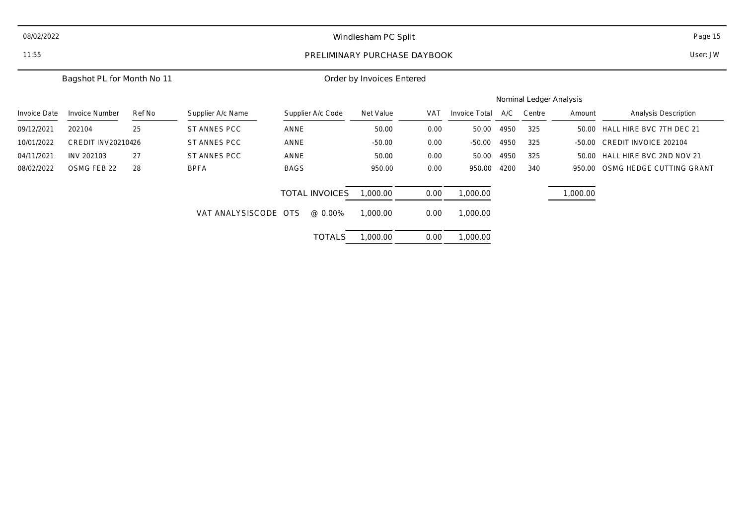08/02/2022

11:55

# Windlesham PC Split

## PRELIMINARY PURCHASE DAYBOOK

User: JW

Bagshot PL for Month No 11

Order by Invoices Entered

| Invoice Date | Invoice Number | Ref No | Supplier A/c Name | Supplier A/c Code | Net Value | VAT | Invoice Total | Nominal Ledger Analysis A/C | Centre | Amount | Analysis Description |
|---|---|---|---|---|---|---|---|---|---|---|---|
| 09/12/2021 | 202104 | 25 | ST ANNES PCC | ANNE | 50.00 | 0.00 | 50.00 | 4950 | 325 | 50.00 | HALL HIRE BVC 7TH DEC 21 |
| 10/01/2022 | CREDIT INV202104 | 26 | ST ANNES PCC | ANNE | -50.00 | 0.00 | -50.00 | 4950 | 325 | -50.00 | CREDIT INVOICE 202104 |
| 04/11/2021 | INV 202103 | 27 | ST ANNES PCC | ANNE | 50.00 | 0.00 | 50.00 | 4950 | 325 | 50.00 | HALL HIRE BVC 2ND NOV 21 |
| 08/02/2022 | OSMG FEB 22 | 28 | BPFA | BAGS | 950.00 | 0.00 | 950.00 | 4200 | 340 | 950.00 | OSMG HEDGE CUTTING GRANT |
| | | | | TOTAL INVOICES | 1,000.00 | 0.00 | 1,000.00 | | | 1,000.00 | |
| | | | VAT ANALYSISCODE OTS | @ 0.00% | 1,000.00 | 0.00 | 1,000.00 | | | | |
| | | | | TOTALS | 1,000.00 | 0.00 | 1,000.00 | | | | |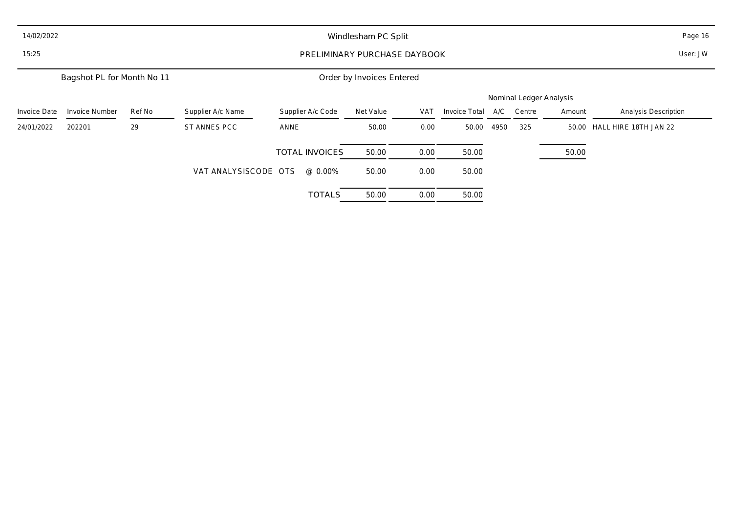Windlesham PC Split

# PRELIMINARY PURCHASE DAYBOOK

Bagshot PL for Month No 11

Order by Invoices Entered

| Invoice Date | Invoice Number | Ref No | Supplier A/c Name | Supplier A/c Code | Net Value | VAT | Invoice Total | Nominal Ledger Analysis A/C | Centre | Amount | Analysis Description |
|---|---|---|---|---|---|---|---|---|---|---|---|
| 24/01/2022 | 202201 | 29 | ST ANNES PCC | ANNE | 50.00 | 0.00 | 50.00 | 4950 | 325 | 50.00 | HALL HIRE 18TH JAN 22 |
| | | | | TOTAL INVOICES | 50.00 | 0.00 | 50.00 | | | 50.00 | |
| | | | VAT ANALYSISCODE OTS | @ 0.00% | 50.00 | 0.00 | 50.00 | | | | |
| | | | | TOTALS | 50.00 | 0.00 | 50.00 | | | | |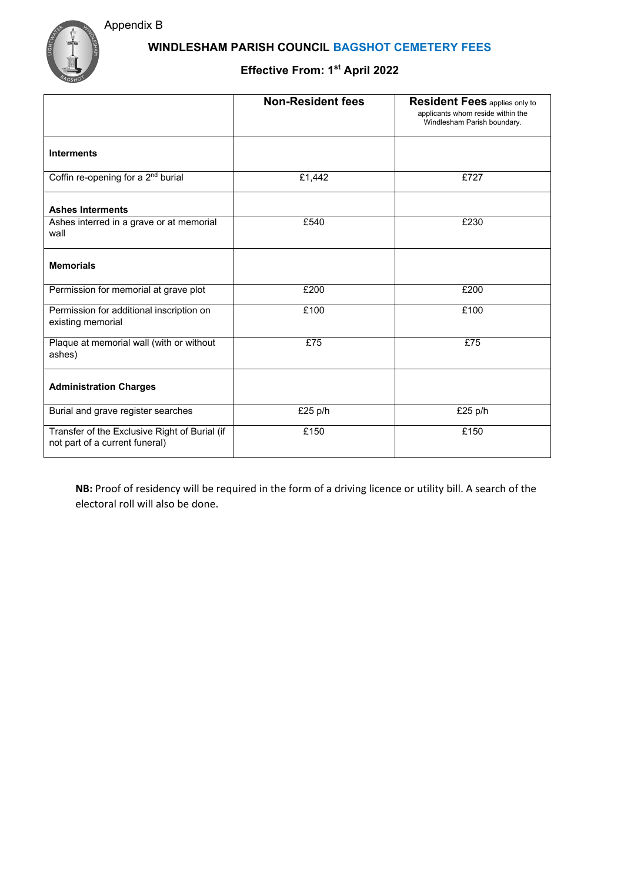Appendix B

**WINDLESHAM PARISH COUNCIL BAGSHOT CEMETERY FEES**

**Effective From: 1st April 2022**

| | **Non-Resident fees** | **Resident Fees** applies only to applicants whom reside within the Windlesham Parish boundary. |
|---|---|---|
| **Interments** | | |
| Coffin re-opening for a 2nd burial | £1,442 | £727 |
| **Ashes Interments** | | |
| Ashes interred in a grave or at memorial wall | £540 | £230 |
| **Memorials** | | |
| Permission for memorial at grave plot | £200 | £200 |
| Permission for additional inscription on existing memorial | £100 | £100 |
| Plaque at memorial wall (with or without ashes) | £75 | £75 |
| **Administration Charges** | | |
| Burial and grave register searches | £25 p/h | £25 p/h |
| Transfer of the Exclusive Right of Burial (if not part of a current funeral) | £150 | £150 |

**NB:** Proof of residency will be required in the form of a driving licence or utility bill. A search of the electoral roll will also be done.